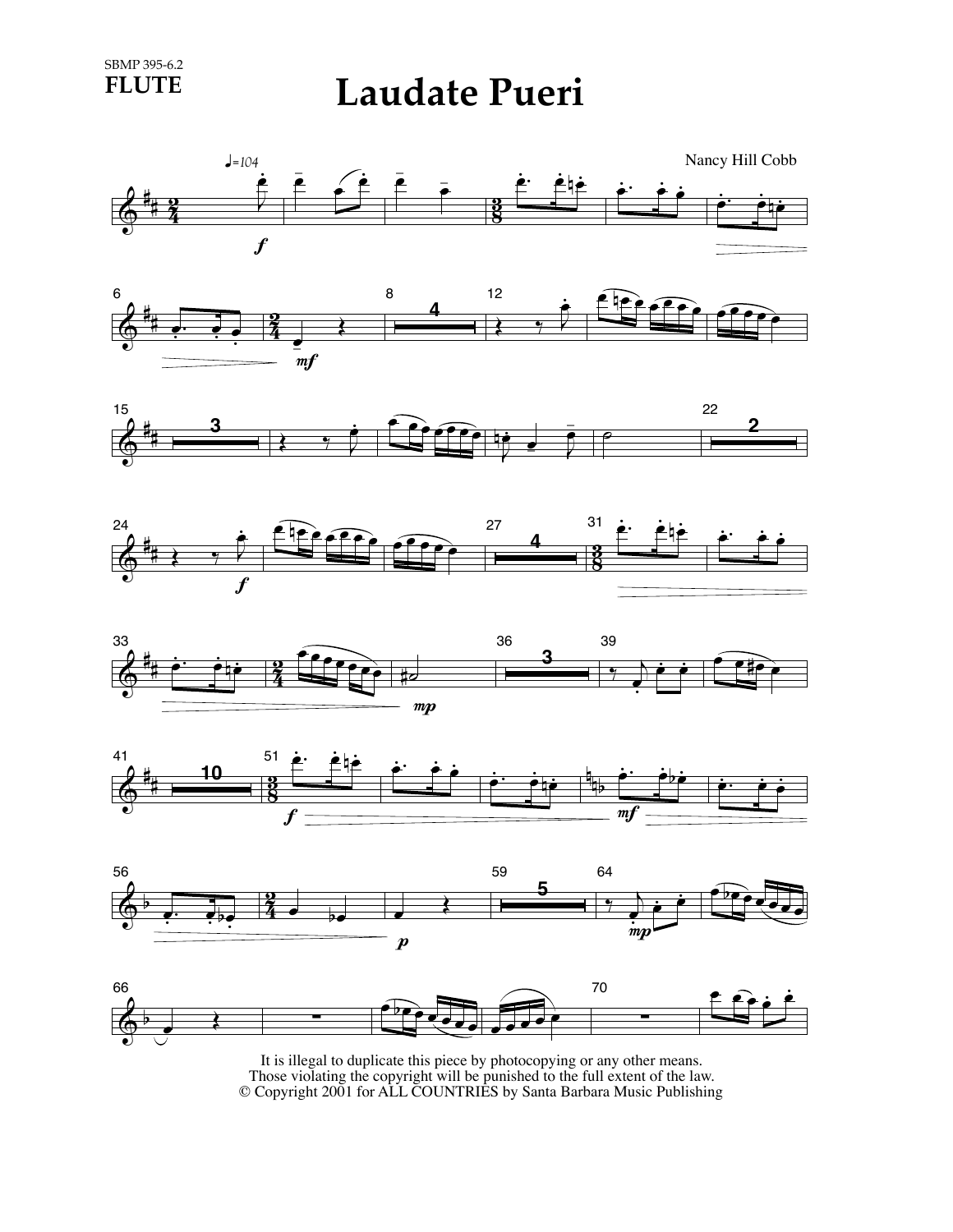SBMP 395-6.2

**FLUTE**

# Laudate Pueri

Nancy Hill Cobb

It is illegal to duplicate this piece by photocopying or any other means.
Those violating the copyright will be punished to the full extent of the law.
© Copyright 2001 for ALL COUNTRIES by Santa Barbara Music Publishing